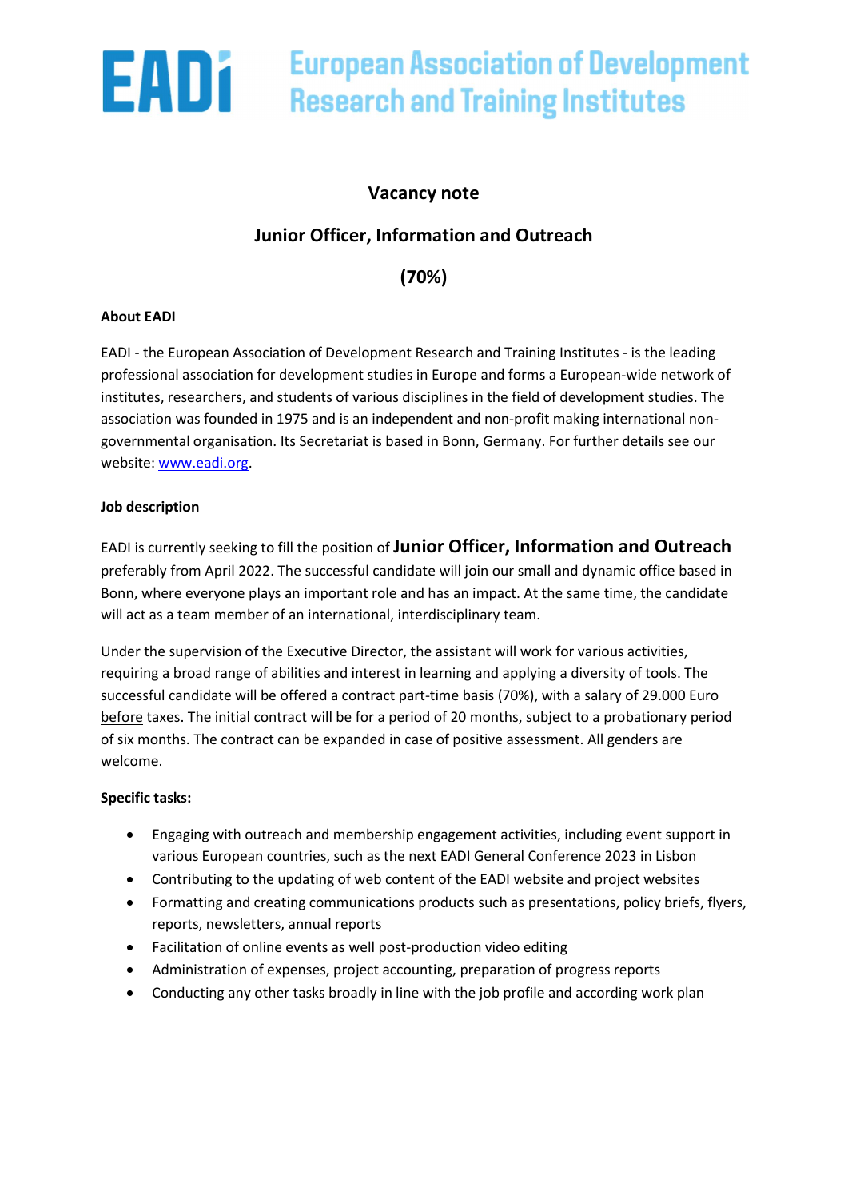EADi European Association of Development Research and Training Institutes

# Vacancy note

## Junior Officer, Information and Outreach

## (70%)

**About EADI**

EADI - the European Association of Development Research and Training Institutes - is the leading professional association for development studies in Europe and forms a European-wide network of institutes, researchers, and students of various disciplines in the field of development studies. The association was founded in 1975 and is an independent and non-profit making international non-governmental organisation. Its Secretariat is based in Bonn, Germany. For further details see our website: www.eadi.org.

**Job description**

EADI is currently seeking to fill the position of **Junior Officer, Information and Outreach** preferably from April 2022. The successful candidate will join our small and dynamic office based in Bonn, where everyone plays an important role and has an impact. At the same time, the candidate will act as a team member of an international, interdisciplinary team.

Under the supervision of the Executive Director, the assistant will work for various activities, requiring a broad range of abilities and interest in learning and applying a diversity of tools. The successful candidate will be offered a contract part-time basis (70%), with a salary of 29.000 Euro before taxes. The initial contract will be for a period of 20 months, subject to a probationary period of six months. The contract can be expanded in case of positive assessment. All genders are welcome.

**Specific tasks:**

- Engaging with outreach and membership engagement activities, including event support in various European countries, such as the next EADI General Conference 2023 in Lisbon
- Contributing to the updating of web content of the EADI website and project websites
- Formatting and creating communications products such as presentations, policy briefs, flyers, reports, newsletters, annual reports
- Facilitation of online events as well post-production video editing
- Administration of expenses, project accounting, preparation of progress reports
- Conducting any other tasks broadly in line with the job profile and according work plan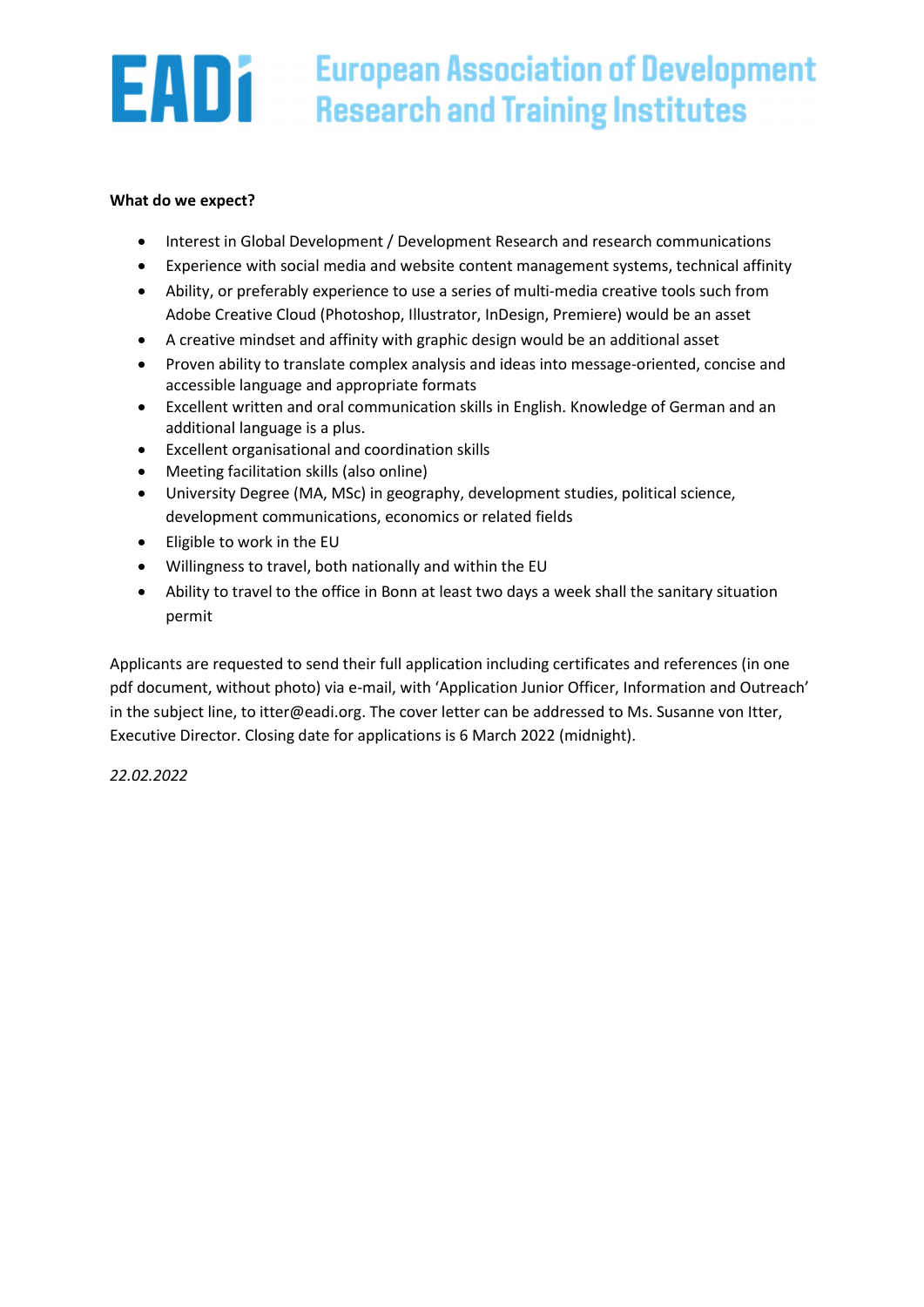**What do we expect?**

- Interest in Global Development / Development Research and research communications
- Experience with social media and website content management systems, technical affinity
- Ability, or preferably experience to use a series of multi-media creative tools such from Adobe Creative Cloud (Photoshop, Illustrator, InDesign, Premiere) would be an asset
- A creative mindset and affinity with graphic design would be an additional asset
- Proven ability to translate complex analysis and ideas into message-oriented, concise and accessible language and appropriate formats
- Excellent written and oral communication skills in English. Knowledge of German and an additional language is a plus.
- Excellent organisational and coordination skills
- Meeting facilitation skills (also online)
- University Degree (MA, MSc) in geography, development studies, political science, development communications, economics or related fields
- Eligible to work in the EU
- Willingness to travel, both nationally and within the EU
- Ability to travel to the office in Bonn at least two days a week shall the sanitary situation permit

Applicants are requested to send their full application including certificates and references (in one pdf document, without photo) via e-mail, with 'Application Junior Officer, Information and Outreach' in the subject line, to itter@eadi.org. The cover letter can be addressed to Ms. Susanne von Itter, Executive Director. Closing date for applications is 6 March 2022 (midnight).

*22.02.2022*